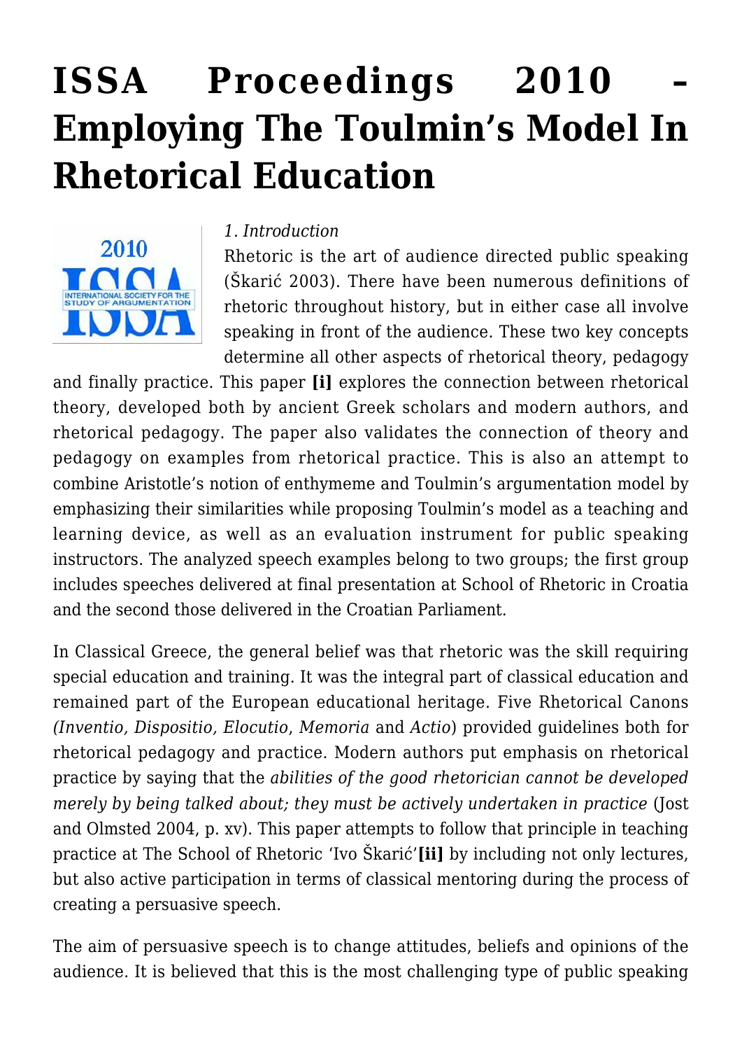# ISSA Proceedings 2010 – Employing The Toulmin's Model In Rhetorical Education

*1. Introduction*

Rhetoric is the art of audience directed public speaking (Škarić 2003). There have been numerous definitions of rhetoric throughout history, but in either case all involve speaking in front of the audience. These two key concepts determine all other aspects of rhetorical theory, pedagogy and finally practice. This paper **[i]** explores the connection between rhetorical theory, developed both by ancient Greek scholars and modern authors, and rhetorical pedagogy. The paper also validates the connection of theory and pedagogy on examples from rhetorical practice. This is also an attempt to combine Aristotle's notion of enthymeme and Toulmin's argumentation model by emphasizing their similarities while proposing Toulmin's model as a teaching and learning device, as well as an evaluation instrument for public speaking instructors. The analyzed speech examples belong to two groups; the first group includes speeches delivered at final presentation at School of Rhetoric in Croatia and the second those delivered in the Croatian Parliament.

In Classical Greece, the general belief was that rhetoric was the skill requiring special education and training. It was the integral part of classical education and remained part of the European educational heritage. Five Rhetorical Canons (*Inventio, Dispositio, Elocutio*, *Memoria* and *Actio*) provided guidelines both for rhetorical pedagogy and practice. Modern authors put emphasis on rhetorical practice by saying that the *abilities of the good rhetorician cannot be developed merely by being talked about; they must be actively undertaken in practice* (Jost and Olmsted 2004, p. xv). This paper attempts to follow that principle in teaching practice at The School of Rhetoric 'Ivo Škarić'**[ii]** by including not only lectures, but also active participation in terms of classical mentoring during the process of creating a persuasive speech.

The aim of persuasive speech is to change attitudes, beliefs and opinions of the audience. It is believed that this is the most challenging type of public speaking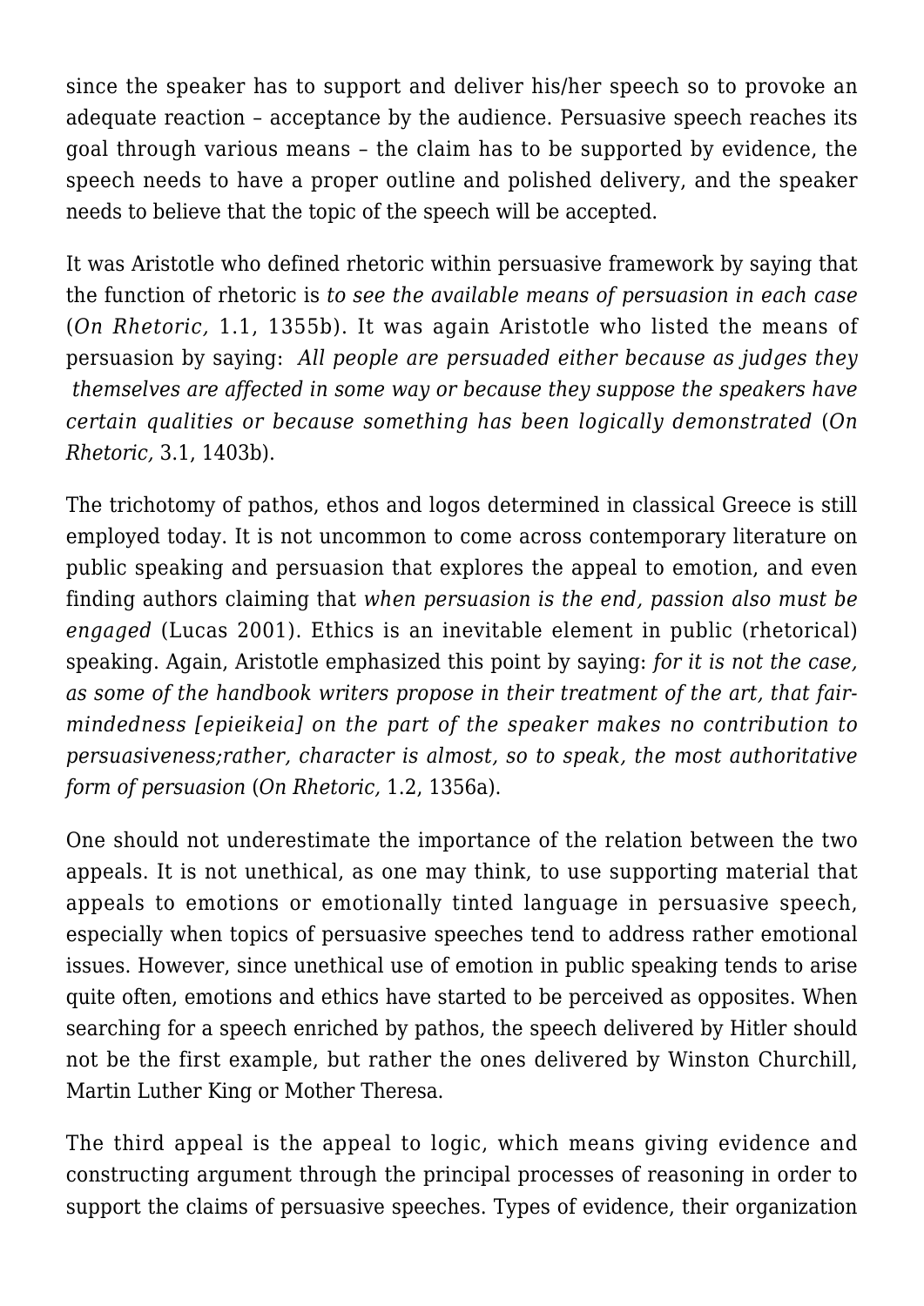since the speaker has to support and deliver his/her speech so to provoke an adequate reaction – acceptance by the audience. Persuasive speech reaches its goal through various means – the claim has to be supported by evidence, the speech needs to have a proper outline and polished delivery, and the speaker needs to believe that the topic of the speech will be accepted.

It was Aristotle who defined rhetoric within persuasive framework by saying that the function of rhetoric is *to see the available means of persuasion in each case* (*On Rhetoric,* 1.1, 1355b). It was again Aristotle who listed the means of persuasion by saying: *All people are persuaded either because as judges they themselves are affected in some way or because they suppose the speakers have certain qualities or because something has been logically demonstrated* (*On Rhetoric,* 3.1, 1403b).

The trichotomy of pathos, ethos and logos determined in classical Greece is still employed today. It is not uncommon to come across contemporary literature on public speaking and persuasion that explores the appeal to emotion, and even finding authors claiming that *when persuasion is the end, passion also must be engaged* (Lucas 2001). Ethics is an inevitable element in public (rhetorical) speaking. Again, Aristotle emphasized this point by saying: *for it is not the case, as some of the handbook writers propose in their treatment of the art, that fair-mindedness [epieikeia] on the part of the speaker makes no contribution to persuasiveness;rather, character is almost, so to speak, the most authoritative form of persuasion* (*On Rhetoric,* 1.2, 1356a).

One should not underestimate the importance of the relation between the two appeals. It is not unethical, as one may think, to use supporting material that appeals to emotions or emotionally tinted language in persuasive speech, especially when topics of persuasive speeches tend to address rather emotional issues. However, since unethical use of emotion in public speaking tends to arise quite often, emotions and ethics have started to be perceived as opposites. When searching for a speech enriched by pathos, the speech delivered by Hitler should not be the first example, but rather the ones delivered by Winston Churchill, Martin Luther King or Mother Theresa.

The third appeal is the appeal to logic, which means giving evidence and constructing argument through the principal processes of reasoning in order to support the claims of persuasive speeches. Types of evidence, their organization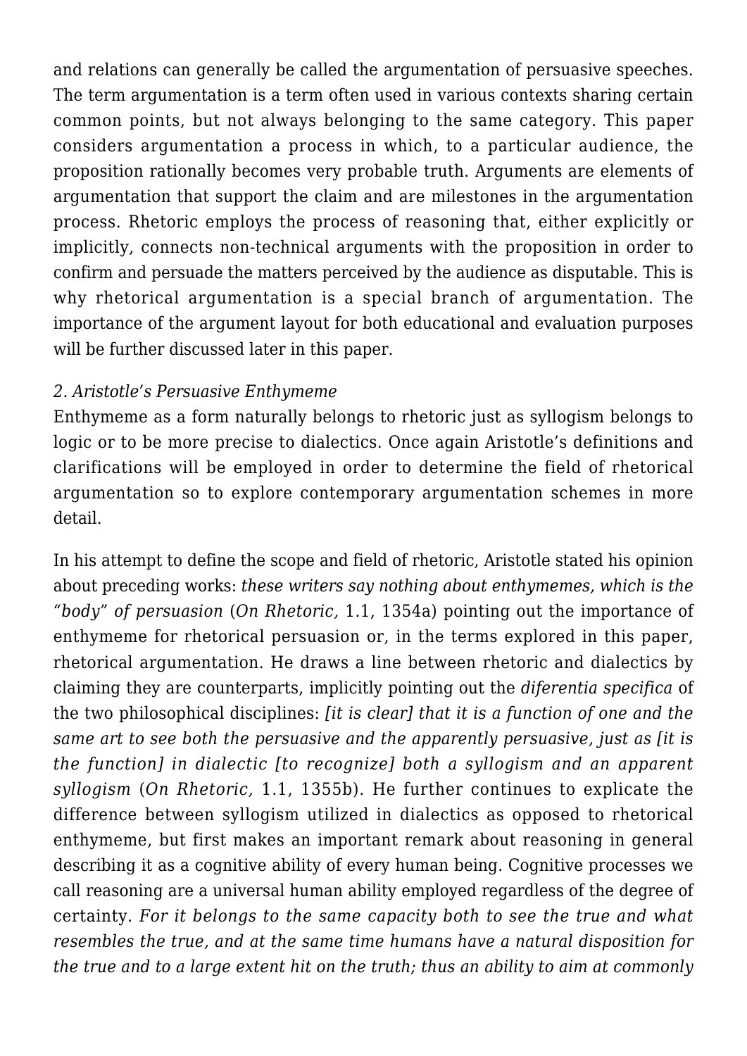and relations can generally be called the argumentation of persuasive speeches. The term argumentation is a term often used in various contexts sharing certain common points, but not always belonging to the same category. This paper considers argumentation a process in which, to a particular audience, the proposition rationally becomes very probable truth. Arguments are elements of argumentation that support the claim and are milestones in the argumentation process. Rhetoric employs the process of reasoning that, either explicitly or implicitly, connects non-technical arguments with the proposition in order to confirm and persuade the matters perceived by the audience as disputable. This is why rhetorical argumentation is a special branch of argumentation. The importance of the argument layout for both educational and evaluation purposes will be further discussed later in this paper.

## *2. Aristotle's Persuasive Enthymeme*

Enthymeme as a form naturally belongs to rhetoric just as syllogism belongs to logic or to be more precise to dialectics. Once again Aristotle's definitions and clarifications will be employed in order to determine the field of rhetorical argumentation so to explore contemporary argumentation schemes in more detail.

In his attempt to define the scope and field of rhetoric, Aristotle stated his opinion about preceding works: *these writers say nothing about enthymemes, which is the "body" of persuasion* (*On Rhetoric,* 1.1, 1354a) pointing out the importance of enthymeme for rhetorical persuasion or, in the terms explored in this paper, rhetorical argumentation. He draws a line between rhetoric and dialectics by claiming they are counterparts, implicitly pointing out the *diferentia specifica* of the two philosophical disciplines: *[it is clear] that it is a function of one and the same art to see both the persuasive and the apparently persuasive, just as [it is the function] in dialectic [to recognize] both a syllogism and an apparent syllogism* (*On Rhetoric,* 1.1, 1355b). He further continues to explicate the difference between syllogism utilized in dialectics as opposed to rhetorical enthymeme, but first makes an important remark about reasoning in general describing it as a cognitive ability of every human being. Cognitive processes we call reasoning are a universal human ability employed regardless of the degree of certainty. *For it belongs to the same capacity both to see the true and what resembles the true, and at the same time humans have a natural disposition for the true and to a large extent hit on the truth; thus an ability to aim at commonly*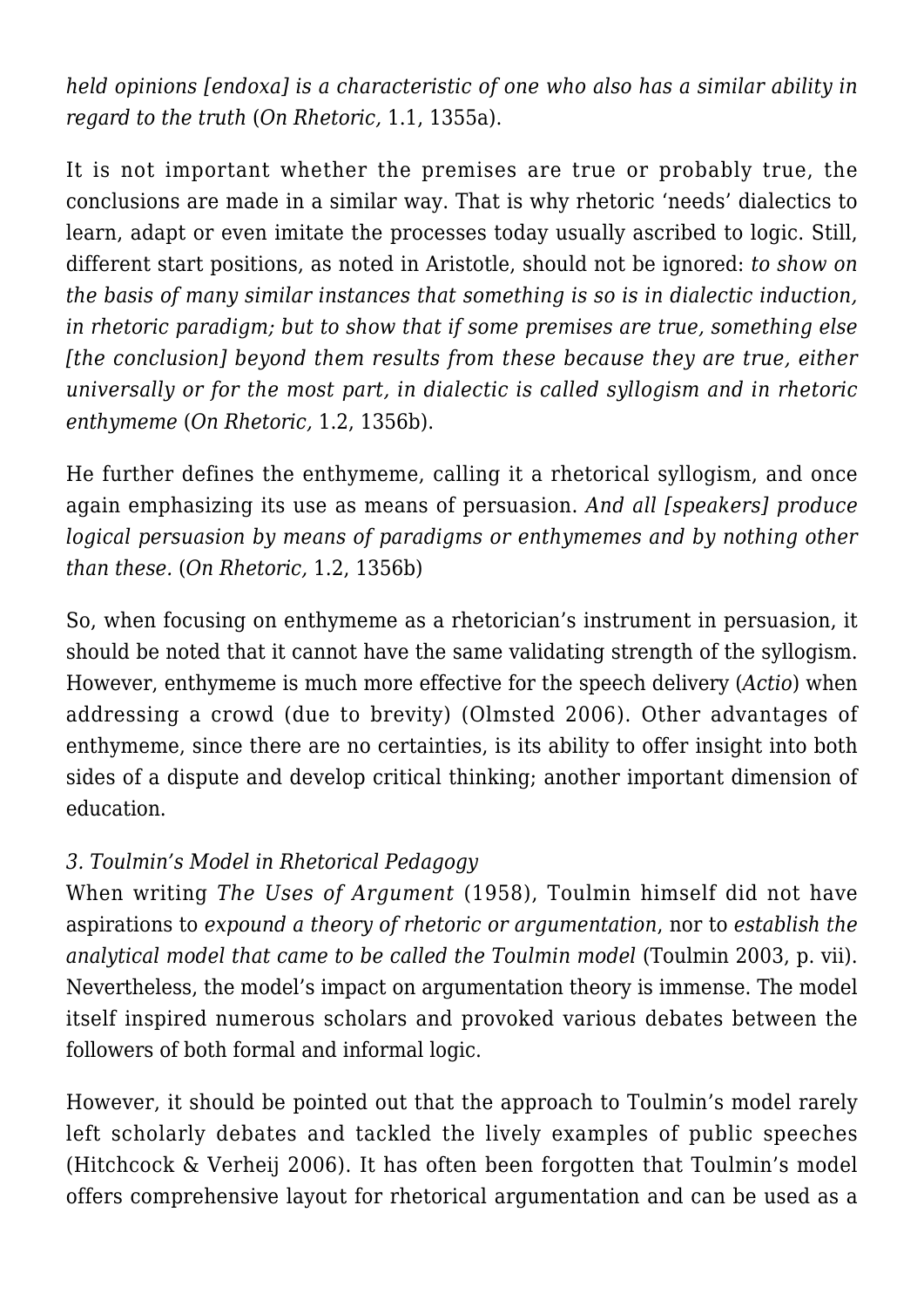*held opinions [endoxa] is a characteristic of one who also has a similar ability in regard to the truth* (*On Rhetoric,* 1.1, 1355a).

It is not important whether the premises are true or probably true, the conclusions are made in a similar way. That is why rhetoric 'needs' dialectics to learn, adapt or even imitate the processes today usually ascribed to logic. Still, different start positions, as noted in Aristotle, should not be ignored: *to show on the basis of many similar instances that something is so is in dialectic induction, in rhetoric paradigm; but to show that if some premises are true, something else [the conclusion] beyond them results from these because they are true, either universally or for the most part, in dialectic is called syllogism and in rhetoric enthymeme* (*On Rhetoric,* 1.2, 1356b).

He further defines the enthymeme, calling it a rhetorical syllogism, and once again emphasizing its use as means of persuasion. *And all [speakers] produce logical persuasion by means of paradigms or enthymemes and by nothing other than these.* (*On Rhetoric,* 1.2, 1356b)

So, when focusing on enthymeme as a rhetorician's instrument in persuasion, it should be noted that it cannot have the same validating strength of the syllogism. However, enthymeme is much more effective for the speech delivery (*Actio*) when addressing a crowd (due to brevity) (Olmsted 2006). Other advantages of enthymeme, since there are no certainties, is its ability to offer insight into both sides of a dispute and develop critical thinking; another important dimension of education.

### *3. Toulmin's Model in Rhetorical Pedagogy*

When writing *The Uses of Argument* (1958), Toulmin himself did not have aspirations to *expound a theory of rhetoric or argumentation*, nor to *establish the analytical model that came to be called the Toulmin model* (Toulmin 2003, p. vii). Nevertheless, the model's impact on argumentation theory is immense. The model itself inspired numerous scholars and provoked various debates between the followers of both formal and informal logic.

However, it should be pointed out that the approach to Toulmin's model rarely left scholarly debates and tackled the lively examples of public speeches (Hitchcock & Verheij 2006). It has often been forgotten that Toulmin's model offers comprehensive layout for rhetorical argumentation and can be used as a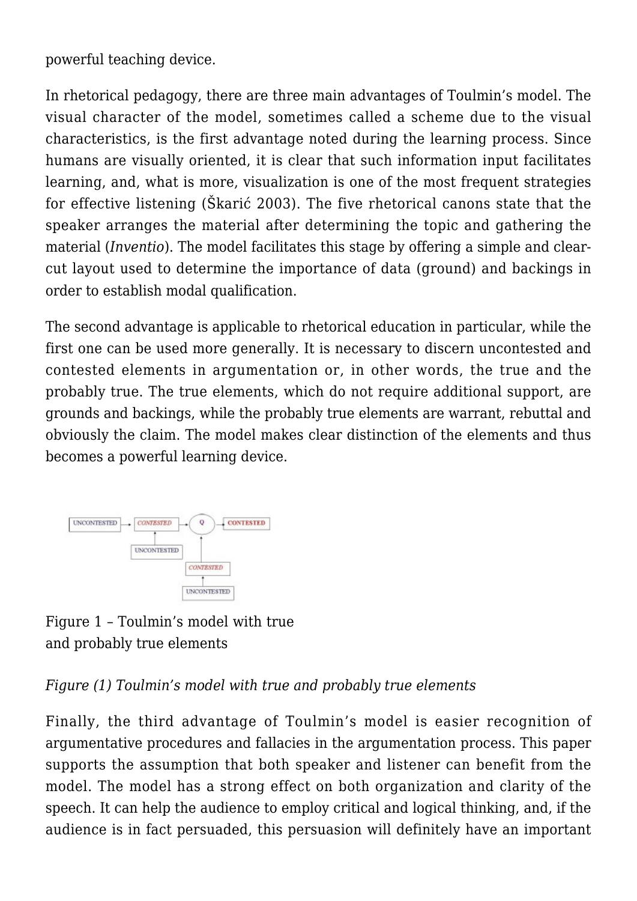powerful teaching device.

In rhetorical pedagogy, there are three main advantages of Toulmin's model. The visual character of the model, sometimes called a scheme due to the visual characteristics, is the first advantage noted during the learning process. Since humans are visually oriented, it is clear that such information input facilitates learning, and, what is more, visualization is one of the most frequent strategies for effective listening (Škarić 2003). The five rhetorical canons state that the speaker arranges the material after determining the topic and gathering the material (*Inventio*). The model facilitates this stage by offering a simple and clear-cut layout used to determine the importance of data (ground) and backings in order to establish modal qualification.

The second advantage is applicable to rhetorical education in particular, while the first one can be used more generally. It is necessary to discern uncontested and contested elements in argumentation or, in other words, the true and the probably true. The true elements, which do not require additional support, are grounds and backings, while the probably true elements are warrant, rebuttal and obviously the claim. The model makes clear distinction of the elements and thus becomes a powerful learning device.

UNCONTESTED → CONTESTED → Q → CONTESTED

UNCONTESTED

CONTESTED

UNCONTESTED

Figure 1 – Toulmin's model with true and probably true elements

*Figure (1) Toulmin's model with true and probably true elements*

Finally, the third advantage of Toulmin's model is easier recognition of argumentative procedures and fallacies in the argumentation process. This paper supports the assumption that both speaker and listener can benefit from the model. The model has a strong effect on both organization and clarity of the speech. It can help the audience to employ critical and logical thinking, and, if the audience is in fact persuaded, this persuasion will definitely have an important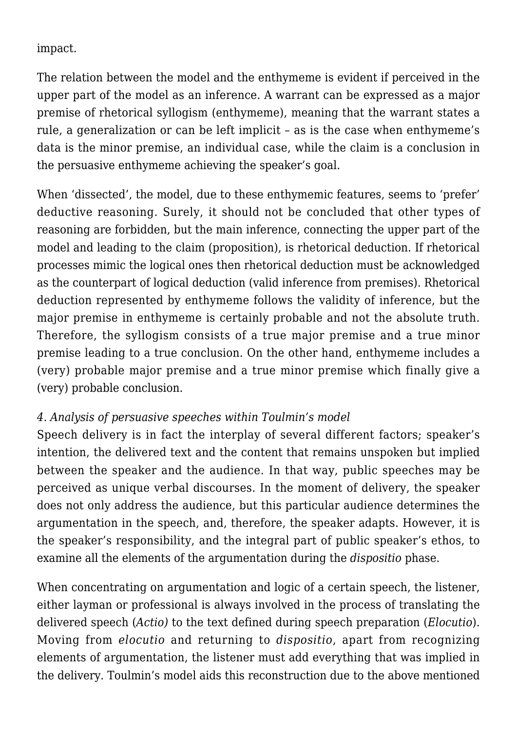impact.

The relation between the model and the enthymeme is evident if perceived in the upper part of the model as an inference. A warrant can be expressed as a major premise of rhetorical syllogism (enthymeme), meaning that the warrant states a rule, a generalization or can be left implicit – as is the case when enthymeme's data is the minor premise, an individual case, while the claim is a conclusion in the persuasive enthymeme achieving the speaker's goal.

When 'dissected', the model, due to these enthymemic features, seems to 'prefer' deductive reasoning. Surely, it should not be concluded that other types of reasoning are forbidden, but the main inference, connecting the upper part of the model and leading to the claim (proposition), is rhetorical deduction. If rhetorical processes mimic the logical ones then rhetorical deduction must be acknowledged as the counterpart of logical deduction (valid inference from premises). Rhetorical deduction represented by enthymeme follows the validity of inference, but the major premise in enthymeme is certainly probable and not the absolute truth. Therefore, the syllogism consists of a true major premise and a true minor premise leading to a true conclusion. On the other hand, enthymeme includes a (very) probable major premise and a true minor premise which finally give a (very) probable conclusion.

*4. Analysis of persuasive speeches within Toulmin's model*

Speech delivery is in fact the interplay of several different factors; speaker's intention, the delivered text and the content that remains unspoken but implied between the speaker and the audience. In that way, public speeches may be perceived as unique verbal discourses. In the moment of delivery, the speaker does not only address the audience, but this particular audience determines the argumentation in the speech, and, therefore, the speaker adapts. However, it is the speaker's responsibility, and the integral part of public speaker's ethos, to examine all the elements of the argumentation during the *dispositio* phase.

When concentrating on argumentation and logic of a certain speech, the listener, either layman or professional is always involved in the process of translating the delivered speech (*Actio)* to the text defined during speech preparation (*Elocutio*). Moving from *elocutio* and returning to *dispositio*, apart from recognizing elements of argumentation, the listener must add everything that was implied in the delivery. Toulmin's model aids this reconstruction due to the above mentioned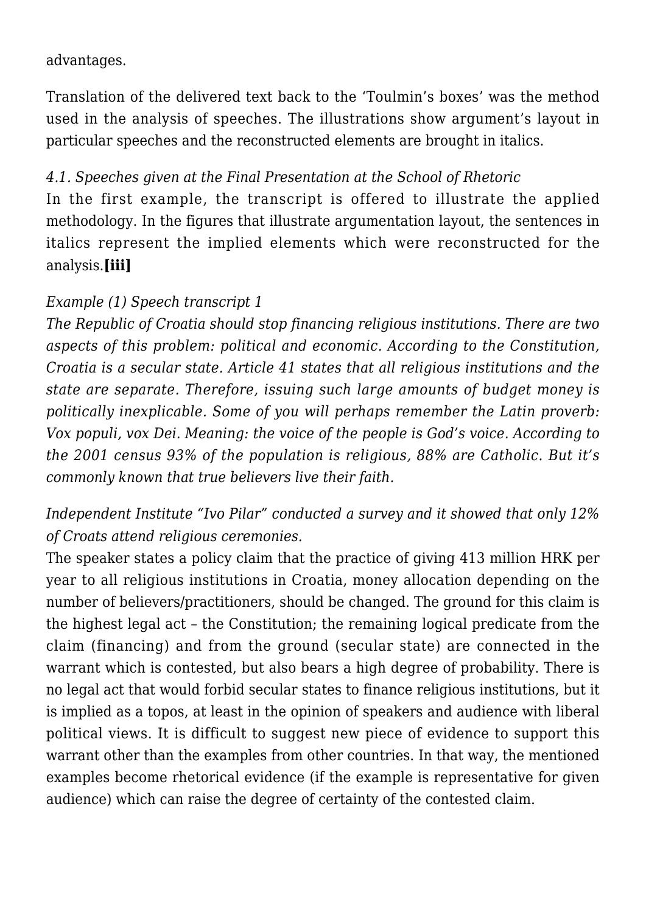advantages.

Translation of the delivered text back to the 'Toulmin's boxes' was the method used in the analysis of speeches. The illustrations show argument's layout in particular speeches and the reconstructed elements are brought in italics.

*4.1. Speeches given at the Final Presentation at the School of Rhetoric*

In the first example, the transcript is offered to illustrate the applied methodology. In the figures that illustrate argumentation layout, the sentences in italics represent the implied elements which were reconstructed for the analysis.**[iii]**

*Example (1) Speech transcript 1*

*The Republic of Croatia should stop financing religious institutions. There are two aspects of this problem: political and economic. According to the Constitution, Croatia is a secular state. Article 41 states that all religious institutions and the state are separate. Therefore, issuing such large amounts of budget money is politically inexplicable. Some of you will perhaps remember the Latin proverb: Vox populi, vox Dei. Meaning: the voice of the people is God's voice. According to the 2001 census 93% of the population is religious, 88% are Catholic. But it's commonly known that true believers live their faith.*

*Independent Institute "Ivo Pilar" conducted a survey and it showed that only 12% of Croats attend religious ceremonies.*

The speaker states a policy claim that the practice of giving 413 million HRK per year to all religious institutions in Croatia, money allocation depending on the number of believers/practitioners, should be changed. The ground for this claim is the highest legal act – the Constitution; the remaining logical predicate from the claim (financing) and from the ground (secular state) are connected in the warrant which is contested, but also bears a high degree of probability. There is no legal act that would forbid secular states to finance religious institutions, but it is implied as a topos, at least in the opinion of speakers and audience with liberal political views. It is difficult to suggest new piece of evidence to support this warrant other than the examples from other countries. In that way, the mentioned examples become rhetorical evidence (if the example is representative for given audience) which can raise the degree of certainty of the contested claim.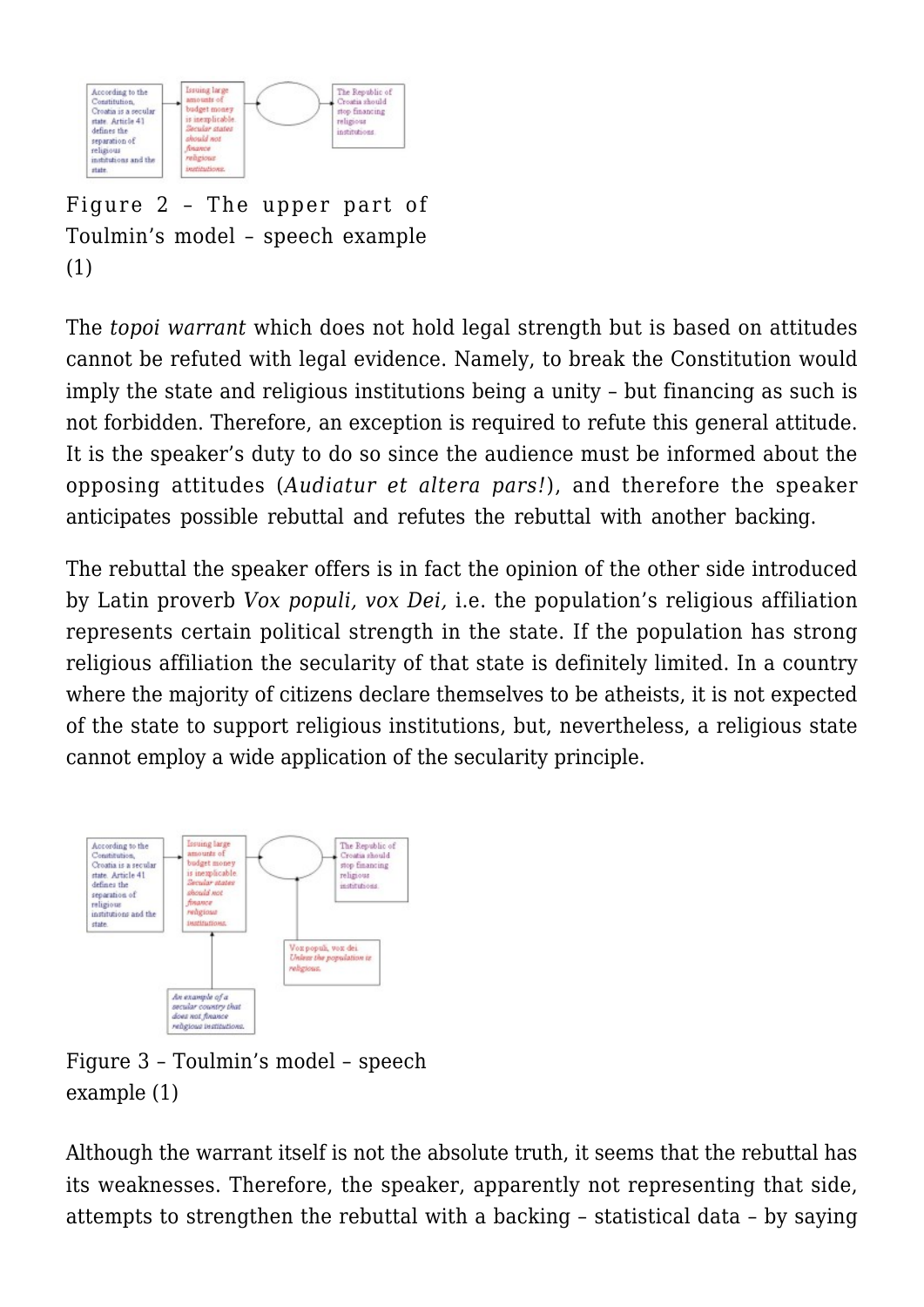Figure 2 – The upper part of Toulmin's model – speech example (1)

The *topoi warrant* which does not hold legal strength but is based on attitudes cannot be refuted with legal evidence. Namely, to break the Constitution would imply the state and religious institutions being a unity – but financing as such is not forbidden. Therefore, an exception is required to refute this general attitude. It is the speaker's duty to do so since the audience must be informed about the opposing attitudes (*Audiatur et altera pars!*), and therefore the speaker anticipates possible rebuttal and refutes the rebuttal with another backing.

The rebuttal the speaker offers is in fact the opinion of the other side introduced by Latin proverb *Vox populi, vox Dei,* i.e. the population's religious affiliation represents certain political strength in the state. If the population has strong religious affiliation the secularity of that state is definitely limited. In a country where the majority of citizens declare themselves to be atheists, it is not expected of the state to support religious institutions, but, nevertheless, a religious state cannot employ a wide application of the secularity principle.

Figure 3 – Toulmin's model – speech example (1)

Although the warrant itself is not the absolute truth, it seems that the rebuttal has its weaknesses. Therefore, the speaker, apparently not representing that side, attempts to strengthen the rebuttal with a backing – statistical data – by saying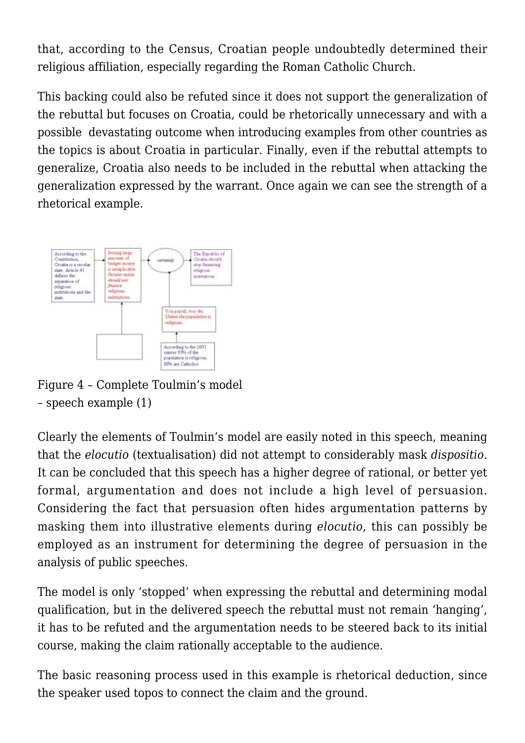that, according to the Census, Croatian people undoubtedly determined their religious affiliation, especially regarding the Roman Catholic Church.

This backing could also be refuted since it does not support the generalization of the rebuttal but focuses on Croatia, could be rhetorically unnecessary and with a possible devastating outcome when introducing examples from other countries as the topics is about Croatia in particular. Finally, even if the rebuttal attempts to generalize, Croatia also needs to be included in the rebuttal when attacking the generalization expressed by the warrant. Once again we can see the strength of a rhetorical example.

Figure 4 – Complete Toulmin's model – speech example (1)

Clearly the elements of Toulmin's model are easily noted in this speech, meaning that the *elocutio* (textualisation) did not attempt to considerably mask *dispositio*. It can be concluded that this speech has a higher degree of rational, or better yet formal, argumentation and does not include a high level of persuasion. Considering the fact that persuasion often hides argumentation patterns by masking them into illustrative elements during *elocutio*, this can possibly be employed as an instrument for determining the degree of persuasion in the analysis of public speeches.

The model is only 'stopped' when expressing the rebuttal and determining modal qualification, but in the delivered speech the rebuttal must not remain 'hanging', it has to be refuted and the argumentation needs to be steered back to its initial course, making the claim rationally acceptable to the audience.

The basic reasoning process used in this example is rhetorical deduction, since the speaker used topos to connect the claim and the ground.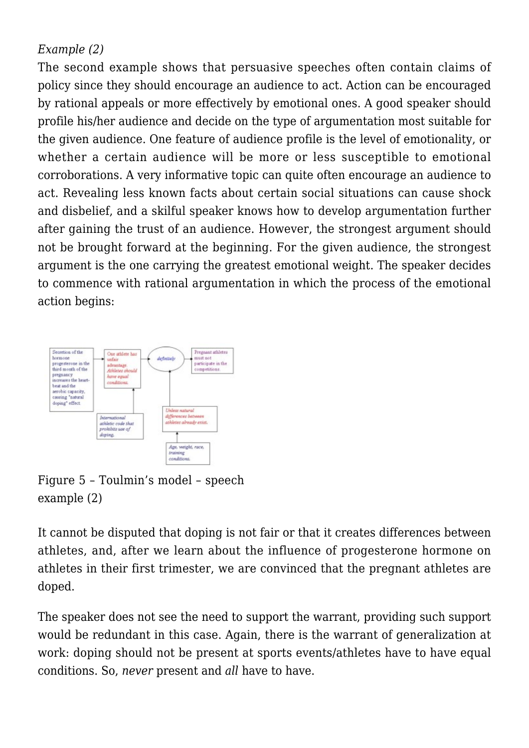*Example (2)*

The second example shows that persuasive speeches often contain claims of policy since they should encourage an audience to act. Action can be encouraged by rational appeals or more effectively by emotional ones. A good speaker should profile his/her audience and decide on the type of argumentation most suitable for the given audience. One feature of audience profile is the level of emotionality, or whether a certain audience will be more or less susceptible to emotional corroborations. A very informative topic can quite often encourage an audience to act. Revealing less known facts about certain social situations can cause shock and disbelief, and a skilful speaker knows how to develop argumentation further after gaining the trust of an audience. However, the strongest argument should not be brought forward at the beginning. For the given audience, the strongest argument is the one carrying the greatest emotional weight. The speaker decides to commence with rational argumentation in which the process of the emotional action begins:

Figure 5 – Toulmin's model – speech example (2)

It cannot be disputed that doping is not fair or that it creates differences between athletes, and, after we learn about the influence of progesterone hormone on athletes in their first trimester, we are convinced that the pregnant athletes are doped.

The speaker does not see the need to support the warrant, providing such support would be redundant in this case. Again, there is the warrant of generalization at work: doping should not be present at sports events/athletes have to have equal conditions. So, *never* present and *all* have to have.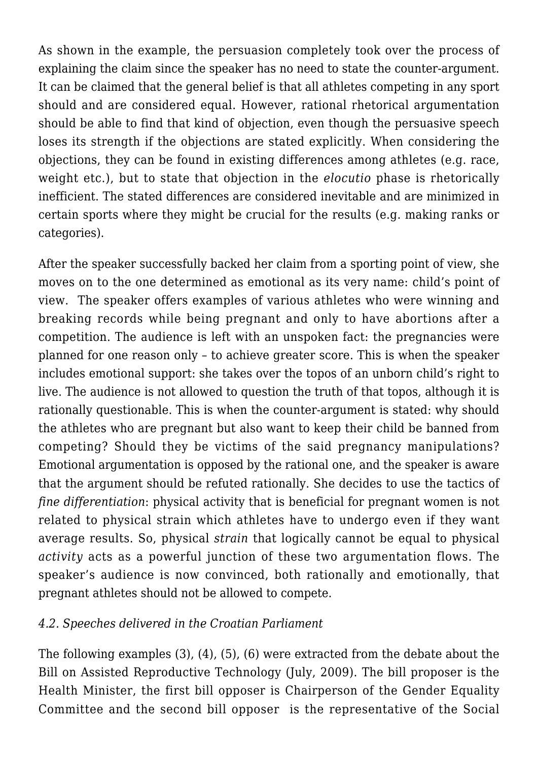As shown in the example, the persuasion completely took over the process of explaining the claim since the speaker has no need to state the counter-argument. It can be claimed that the general belief is that all athletes competing in any sport should and are considered equal. However, rational rhetorical argumentation should be able to find that kind of objection, even though the persuasive speech loses its strength if the objections are stated explicitly. When considering the objections, they can be found in existing differences among athletes (e.g. race, weight etc.), but to state that objection in the *elocutio* phase is rhetorically inefficient. The stated differences are considered inevitable and are minimized in certain sports where they might be crucial for the results (e.g. making ranks or categories).

After the speaker successfully backed her claim from a sporting point of view, she moves on to the one determined as emotional as its very name: child's point of view. The speaker offers examples of various athletes who were winning and breaking records while being pregnant and only to have abortions after a competition. The audience is left with an unspoken fact: the pregnancies were planned for one reason only – to achieve greater score. This is when the speaker includes emotional support: she takes over the topos of an unborn child's right to live. The audience is not allowed to question the truth of that topos, although it is rationally questionable. This is when the counter-argument is stated: why should the athletes who are pregnant but also want to keep their child be banned from competing? Should they be victims of the said pregnancy manipulations? Emotional argumentation is opposed by the rational one, and the speaker is aware that the argument should be refuted rationally. She decides to use the tactics of *fine differentiation*: physical activity that is beneficial for pregnant women is not related to physical strain which athletes have to undergo even if they want average results. So, physical *strain* that logically cannot be equal to physical *activity* acts as a powerful junction of these two argumentation flows. The speaker's audience is now convinced, both rationally and emotionally, that pregnant athletes should not be allowed to compete.

### *4.2. Speeches delivered in the Croatian Parliament*

The following examples (3), (4), (5), (6) were extracted from the debate about the Bill on Assisted Reproductive Technology (July, 2009). The bill proposer is the Health Minister, the first bill opposer is Chairperson of the Gender Equality Committee and the second bill opposer is the representative of the Social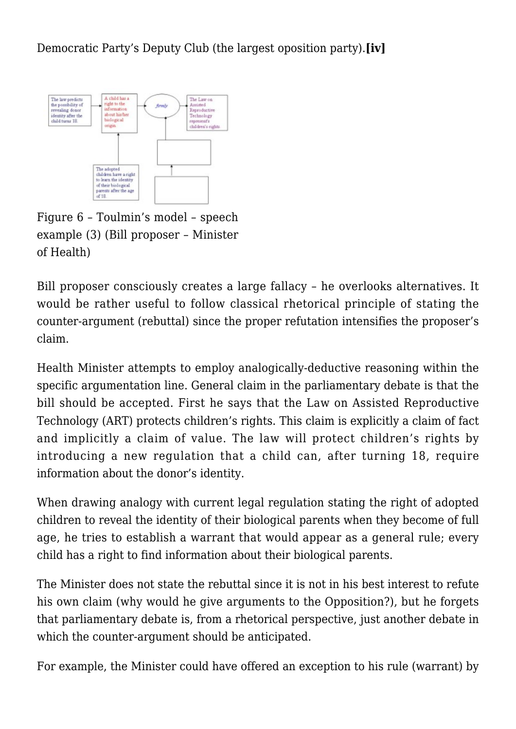Democratic Party's Deputy Club (the largest oposition party).**[iv]**

Figure 6 – Toulmin's model – speech example (3) (Bill proposer – Minister of Health)

Bill proposer consciously creates a large fallacy – he overlooks alternatives. It would be rather useful to follow classical rhetorical principle of stating the counter-argument (rebuttal) since the proper refutation intensifies the proposer's claim.

Health Minister attempts to employ analogically-deductive reasoning within the specific argumentation line. General claim in the parliamentary debate is that the bill should be accepted. First he says that the Law on Assisted Reproductive Technology (ART) protects children's rights. This claim is explicitly a claim of fact and implicitly a claim of value. The law will protect children's rights by introducing a new regulation that a child can, after turning 18, require information about the donor's identity.

When drawing analogy with current legal regulation stating the right of adopted children to reveal the identity of their biological parents when they become of full age, he tries to establish a warrant that would appear as a general rule; every child has a right to find information about their biological parents.

The Minister does not state the rebuttal since it is not in his best interest to refute his own claim (why would he give arguments to the Opposition?), but he forgets that parliamentary debate is, from a rhetorical perspective, just another debate in which the counter-argument should be anticipated.

For example, the Minister could have offered an exception to his rule (warrant) by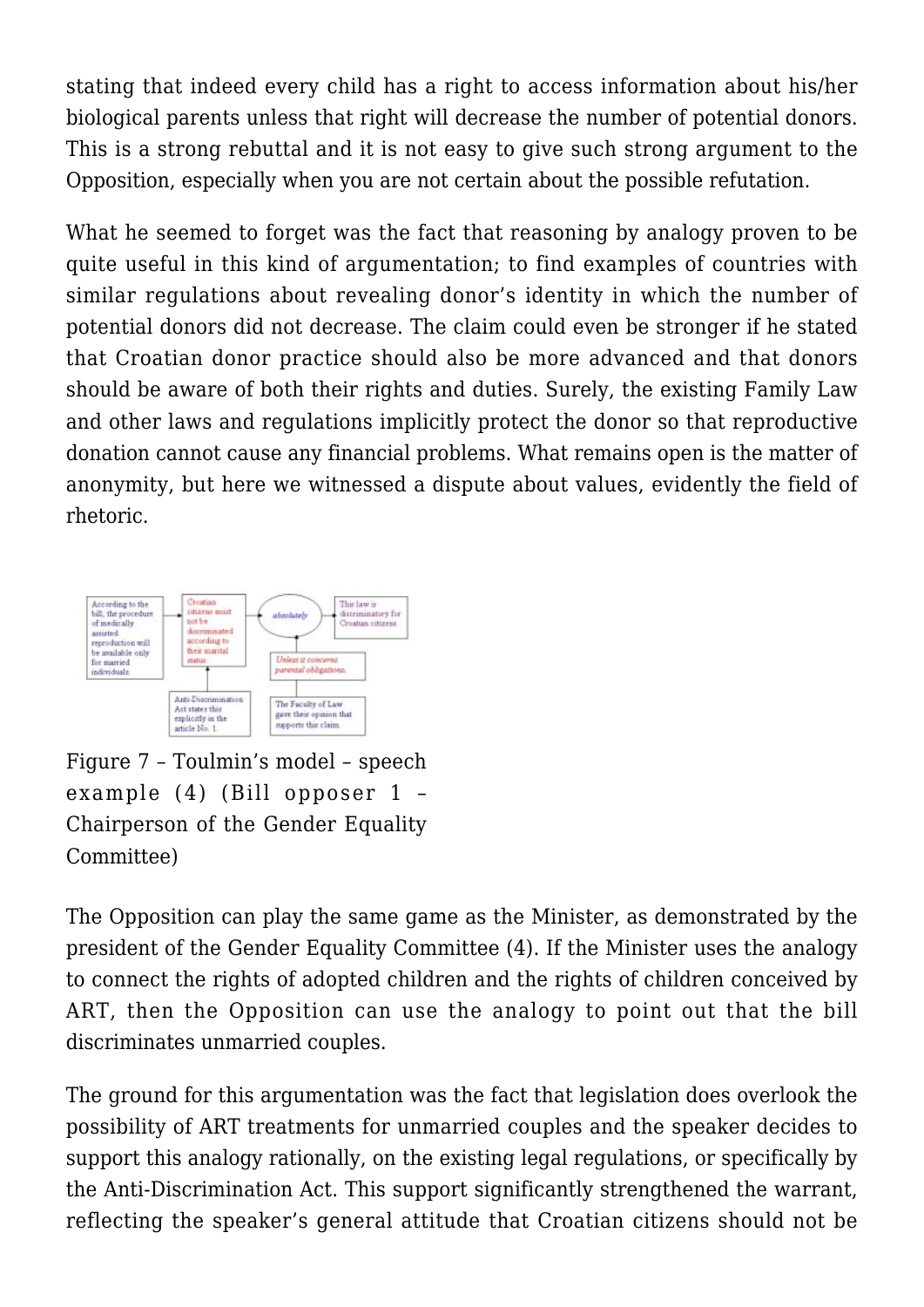stating that indeed every child has a right to access information about his/her biological parents unless that right will decrease the number of potential donors. This is a strong rebuttal and it is not easy to give such strong argument to the Opposition, especially when you are not certain about the possible refutation.

What he seemed to forget was the fact that reasoning by analogy proven to be quite useful in this kind of argumentation; to find examples of countries with similar regulations about revealing donor's identity in which the number of potential donors did not decrease. The claim could even be stronger if he stated that Croatian donor practice should also be more advanced and that donors should be aware of both their rights and duties. Surely, the existing Family Law and other laws and regulations implicitly protect the donor so that reproductive donation cannot cause any financial problems. What remains open is the matter of anonymity, but here we witnessed a dispute about values, evidently the field of rhetoric.

According to the bill, the procedure of medically assisted reproduction will be available only for married individuals. → Croatian citizens must not be discriminated according to their marital status. → *absolutely* → This law is discriminatory for Croatian citizens.

Anti-Discrimination Act states this explicitly in the article No. 1.

*Unless it concerns parental obligations.*

The Faculty of Law gave their opinion that supports this claim.

Figure 7 – Toulmin's model – speech example (4) (Bill opposer 1 – Chairperson of the Gender Equality Committee)

The Opposition can play the same game as the Minister, as demonstrated by the president of the Gender Equality Committee (4). If the Minister uses the analogy to connect the rights of adopted children and the rights of children conceived by ART, then the Opposition can use the analogy to point out that the bill discriminates unmarried couples.

The ground for this argumentation was the fact that legislation does overlook the possibility of ART treatments for unmarried couples and the speaker decides to support this analogy rationally, on the existing legal regulations, or specifically by the Anti-Discrimination Act. This support significantly strengthened the warrant, reflecting the speaker's general attitude that Croatian citizens should not be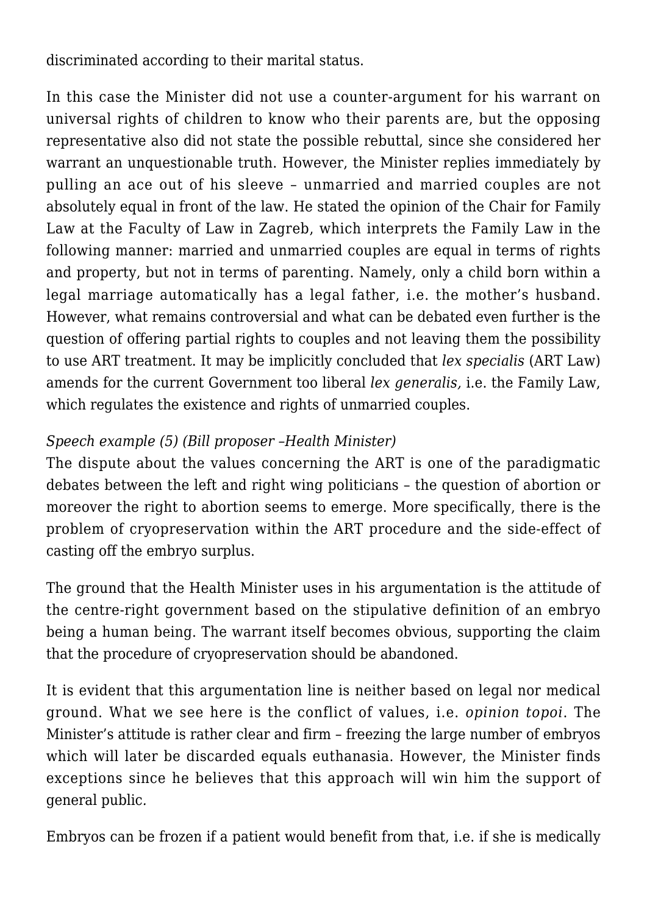discriminated according to their marital status.

In this case the Minister did not use a counter-argument for his warrant on universal rights of children to know who their parents are, but the opposing representative also did not state the possible rebuttal, since she considered her warrant an unquestionable truth. However, the Minister replies immediately by pulling an ace out of his sleeve – unmarried and married couples are not absolutely equal in front of the law. He stated the opinion of the Chair for Family Law at the Faculty of Law in Zagreb, which interprets the Family Law in the following manner: married and unmarried couples are equal in terms of rights and property, but not in terms of parenting. Namely, only a child born within a legal marriage automatically has a legal father, i.e. the mother's husband. However, what remains controversial and what can be debated even further is the question of offering partial rights to couples and not leaving them the possibility to use ART treatment. It may be implicitly concluded that *lex specialis* (ART Law) amends for the current Government too liberal *lex generalis,* i.e. the Family Law, which regulates the existence and rights of unmarried couples.

*Speech example (5) (Bill proposer –Health Minister)*

The dispute about the values concerning the ART is one of the paradigmatic debates between the left and right wing politicians – the question of abortion or moreover the right to abortion seems to emerge. More specifically, there is the problem of cryopreservation within the ART procedure and the side-effect of casting off the embryo surplus.

The ground that the Health Minister uses in his argumentation is the attitude of the centre-right government based on the stipulative definition of an embryo being a human being. The warrant itself becomes obvious, supporting the claim that the procedure of cryopreservation should be abandoned.

It is evident that this argumentation line is neither based on legal nor medical ground. What we see here is the conflict of values, i.e. *opinion topoi*. The Minister's attitude is rather clear and firm – freezing the large number of embryos which will later be discarded equals euthanasia. However, the Minister finds exceptions since he believes that this approach will win him the support of general public.

Embryos can be frozen if a patient would benefit from that, i.e. if she is medically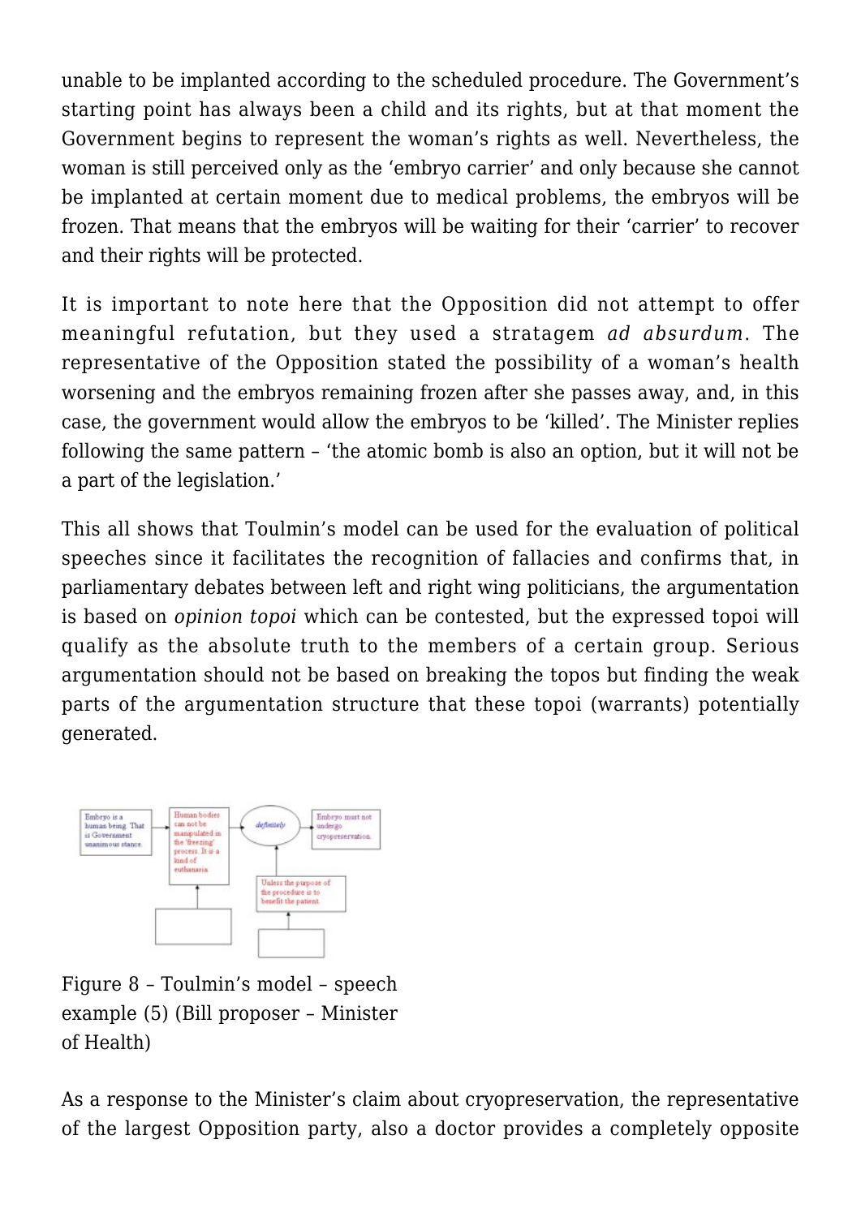unable to be implanted according to the scheduled procedure. The Government's starting point has always been a child and its rights, but at that moment the Government begins to represent the woman's rights as well. Nevertheless, the woman is still perceived only as the 'embryo carrier' and only because she cannot be implanted at certain moment due to medical problems, the embryos will be frozen. That means that the embryos will be waiting for their 'carrier' to recover and their rights will be protected.

It is important to note here that the Opposition did not attempt to offer meaningful refutation, but they used a stratagem *ad absurdum*. The representative of the Opposition stated the possibility of a woman's health worsening and the embryos remaining frozen after she passes away, and, in this case, the government would allow the embryos to be 'killed'. The Minister replies following the same pattern – 'the atomic bomb is also an option, but it will not be a part of the legislation.'

This all shows that Toulmin's model can be used for the evaluation of political speeches since it facilitates the recognition of fallacies and confirms that, in parliamentary debates between left and right wing politicians, the argumentation is based on *opinion topoi* which can be contested, but the expressed topoi will qualify as the absolute truth to the members of a certain group. Serious argumentation should not be based on breaking the topos but finding the weak parts of the argumentation structure that these topoi (warrants) potentially generated.

Figure 8 – Toulmin's model – speech example (5) (Bill proposer – Minister of Health)

As a response to the Minister's claim about cryopreservation, the representative of the largest Opposition party, also a doctor provides a completely opposite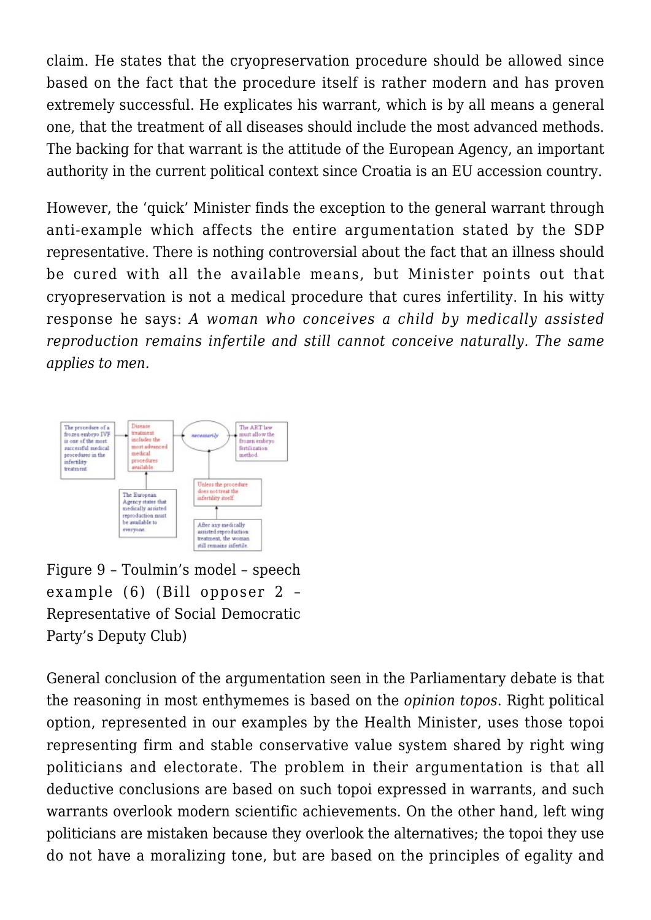claim. He states that the cryopreservation procedure should be allowed since based on the fact that the procedure itself is rather modern and has proven extremely successful. He explicates his warrant, which is by all means a general one, that the treatment of all diseases should include the most advanced methods. The backing for that warrant is the attitude of the European Agency, an important authority in the current political context since Croatia is an EU accession country.

However, the 'quick' Minister finds the exception to the general warrant through anti-example which affects the entire argumentation stated by the SDP representative. There is nothing controversial about the fact that an illness should be cured with all the available means, but Minister points out that cryopreservation is not a medical procedure that cures infertility. In his witty response he says: *A woman who conceives a child by medically assisted reproduction remains infertile and still cannot conceive naturally. The same applies to men.*

Figure 9 – Toulmin's model – speech example (6) (Bill opposer 2 – Representative of Social Democratic Party's Deputy Club)

General conclusion of the argumentation seen in the Parliamentary debate is that the reasoning in most enthymemes is based on the *opinion topos*. Right political option, represented in our examples by the Health Minister, uses those topoi representing firm and stable conservative value system shared by right wing politicians and electorate. The problem in their argumentation is that all deductive conclusions are based on such topoi expressed in warrants, and such warrants overlook modern scientific achievements. On the other hand, left wing politicians are mistaken because they overlook the alternatives; the topoi they use do not have a moralizing tone, but are based on the principles of egality and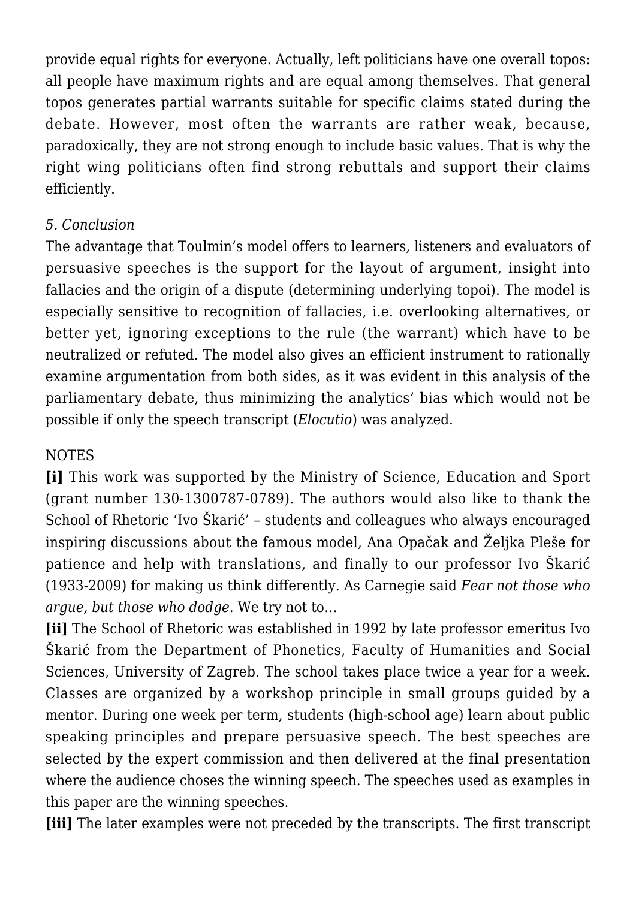provide equal rights for everyone. Actually, left politicians have one overall topos: all people have maximum rights and are equal among themselves. That general topos generates partial warrants suitable for specific claims stated during the debate. However, most often the warrants are rather weak, because, paradoxically, they are not strong enough to include basic values. That is why the right wing politicians often find strong rebuttals and support their claims efficiently.

*5. Conclusion*

The advantage that Toulmin's model offers to learners, listeners and evaluators of persuasive speeches is the support for the layout of argument, insight into fallacies and the origin of a dispute (determining underlying topoi). The model is especially sensitive to recognition of fallacies, i.e. overlooking alternatives, or better yet, ignoring exceptions to the rule (the warrant) which have to be neutralized or refuted. The model also gives an efficient instrument to rationally examine argumentation from both sides, as it was evident in this analysis of the parliamentary debate, thus minimizing the analytics' bias which would not be possible if only the speech transcript (*Elocutio*) was analyzed.

NOTES

**[i]** This work was supported by the Ministry of Science, Education and Sport (grant number 130-1300787-0789). The authors would also like to thank the School of Rhetoric 'Ivo Škarić' – students and colleagues who always encouraged inspiring discussions about the famous model, Ana Opačak and Željka Pleše for patience and help with translations, and finally to our professor Ivo Škarić (1933-2009) for making us think differently. As Carnegie said *Fear not those who argue, but those who dodge.* We try not to…

**[ii]** The School of Rhetoric was established in 1992 by late professor emeritus Ivo Škarić from the Department of Phonetics, Faculty of Humanities and Social Sciences, University of Zagreb. The school takes place twice a year for a week. Classes are organized by a workshop principle in small groups guided by a mentor. During one week per term, students (high-school age) learn about public speaking principles and prepare persuasive speech. The best speeches are selected by the expert commission and then delivered at the final presentation where the audience choses the winning speech. The speeches used as examples in this paper are the winning speeches.

**[iii]** The later examples were not preceded by the transcripts. The first transcript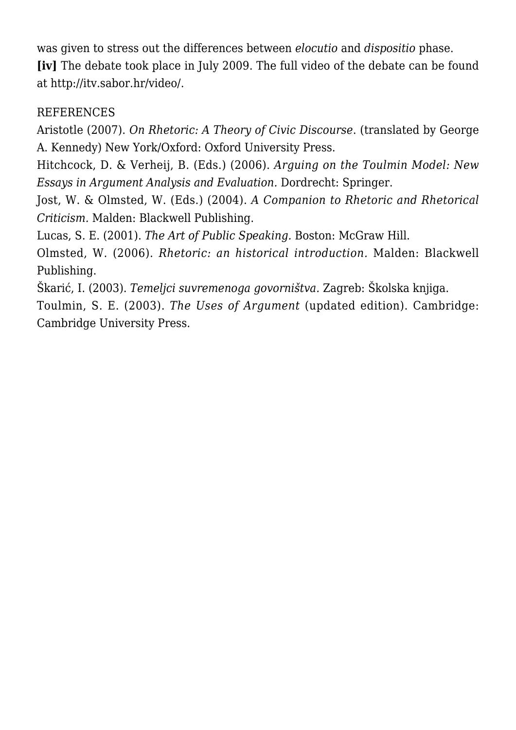was given to stress out the differences between *elocutio* and *dispositio* phase.

**[iv]** The debate took place in July 2009. The full video of the debate can be found at http://itv.sabor.hr/video/.

REFERENCES

Aristotle (2007). *On Rhetoric: A Theory of Civic Discourse*. (translated by George A. Kennedy) New York/Oxford: Oxford University Press.

Hitchcock, D. & Verheij, B. (Eds.) (2006). *Arguing on the Toulmin Model: New Essays in Argument Analysis and Evaluation.* Dordrecht: Springer.

Jost, W. & Olmsted, W. (Eds.) (2004). *A Companion to Rhetoric and Rhetorical Criticism.* Malden: Blackwell Publishing.

Lucas, S. E. (2001). *The Art of Public Speaking.* Boston: McGraw Hill.

Olmsted, W. (2006). *Rhetoric: an historical introduction.* Malden: Blackwell Publishing.

Škarić, I. (2003). *Temeljci suvremenoga govorništva.* Zagreb: Školska knjiga.

Toulmin, S. E. (2003). *The Uses of Argument* (updated edition). Cambridge: Cambridge University Press.